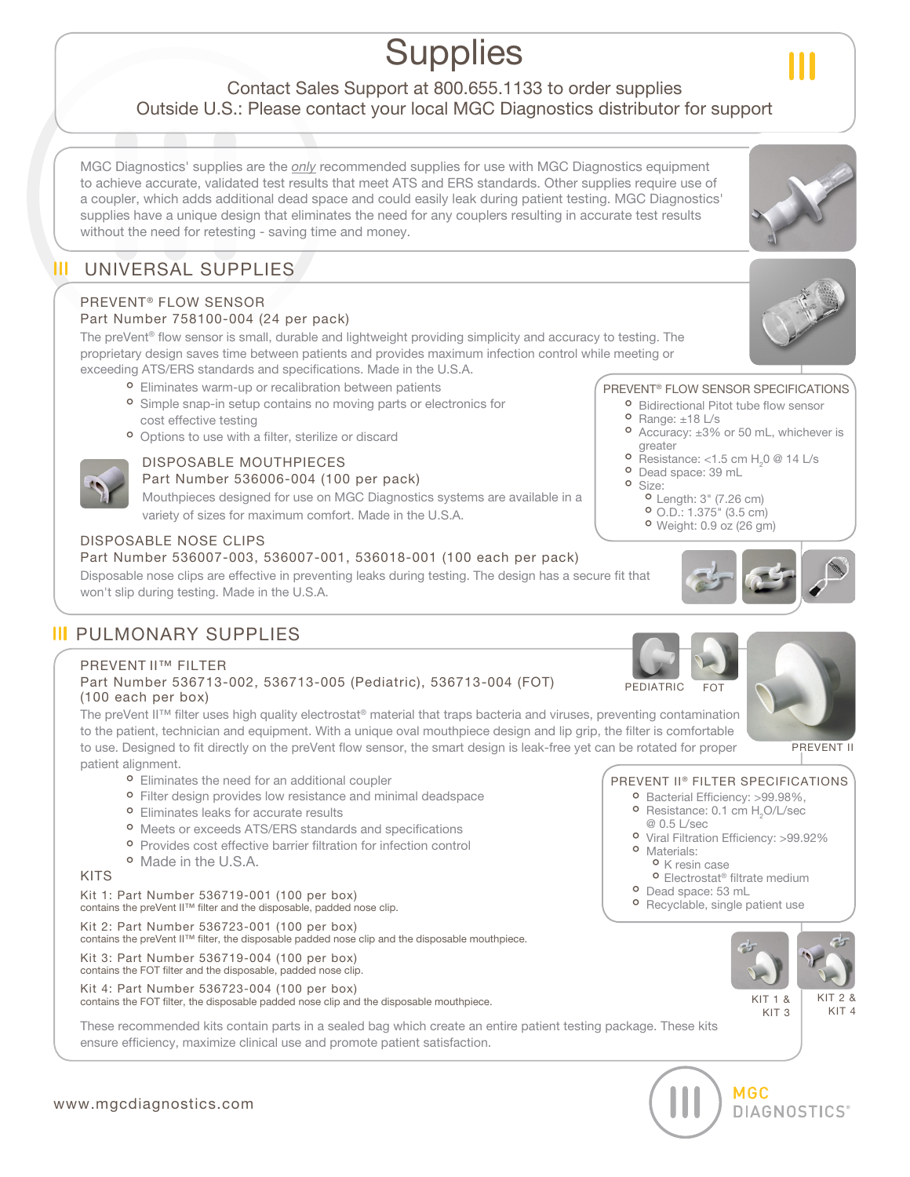# Supplies

Contact Sales Support at 800.655.1133 to order supplies
Outside U.S.: Please contact your local MGC Diagnostics distributor for support

MGC Diagnostics' supplies are the *only* recommended supplies for use with MGC Diagnostics equipment to achieve accurate, validated test results that meet ATS and ERS standards. Other supplies require use of a coupler, which adds additional dead space and could easily leak during patient testing. MGC Diagnostics' supplies have a unique design that eliminates the need for any couplers resulting in accurate test results without the need for retesting - saving time and money.

## UNIVERSAL SUPPLIES

### PREVENT® FLOW SENSOR

Part Number 758100-004 (24 per pack)

The preVent® flow sensor is small, durable and lightweight providing simplicity and accuracy to testing. The proprietary design saves time between patients and provides maximum infection control while meeting or exceeding ATS/ERS standards and specifications. Made in the U.S.A.

- Eliminates warm-up or recalibration between patients
- Simple snap-in setup contains no moving parts or electronics for cost effective testing
- Options to use with a filter, sterilize or discard

**PREVENT® FLOW SENSOR SPECIFICATIONS**

- Bidirectional Pitot tube flow sensor
- Range: ±18 L/s
- Accuracy: ±3% or 50 mL, whichever is greater
- Resistance: <1.5 cm $H_20$ @ 14 L/s
- Dead space: 39 mL
- Size:
  - Length: 3" (7.26 cm)
  - O.D.: 1.375" (3.5 cm)
  - Weight: 0.9 oz (26 gm)

### DISPOSABLE MOUTHPIECES

Part Number 536006-004 (100 per pack)

Mouthpieces designed for use on MGC Diagnostics systems are available in a variety of sizes for maximum comfort. Made in the U.S.A.

### DISPOSABLE NOSE CLIPS

Part Number 536007-003, 536007-001, 536018-001 (100 each per pack)

Disposable nose clips are effective in preventing leaks during testing. The design has a secure fit that won't slip during testing. Made in the U.S.A.

## PULMONARY SUPPLIES

### PREVENT II™ FILTER

Part Number 536713-002, 536713-005 (Pediatric), 536713-004 (FOT) (100 each per box)

PEDIATRIC FOT PREVENT II

The preVent II™ filter uses high quality electrostat® material that traps bacteria and viruses, preventing contamination to the patient, technician and equipment. With a unique oval mouthpiece design and lip grip, the filter is comfortable to use. Designed to fit directly on the preVent flow sensor, the smart design is leak-free yet can be rotated for proper patient alignment.

- Eliminates the need for an additional coupler
- Filter design provides low resistance and minimal deadspace
- Eliminates leaks for accurate results
- Meets or exceeds ATS/ERS standards and specifications
- Provides cost effective barrier filtration for infection control
- Made in the U.S.A.

**PREVENT II® FILTER SPECIFICATIONS**

- Bacterial Efficiency: >99.98%,
- Resistance: 0.1 cm $H_2O$/L/sec @ 0.5 L/sec
- Viral Filtration Efficiency: >99.92%
- Materials:
  - K resin case
  - Electrostat® filtrate medium
- Dead space: 53 mL
- Recyclable, single patient use

### KITS

Kit 1: Part Number 536719-001 (100 per box)
contains the preVent II™ filter and the disposable, padded nose clip.

Kit 2: Part Number 536723-001 (100 per box)
contains the preVent II™ filter, the disposable padded nose clip and the disposable mouthpiece.

Kit 3: Part Number 536719-004 (100 per box)
contains the FOT filter and the disposable, padded nose clip.

Kit 4: Part Number 536723-004 (100 per box)
contains the FOT filter, the disposable padded nose clip and the disposable mouthpiece.

KIT 1 & KIT 3 KIT 2 & KIT 4

These recommended kits contain parts in a sealed bag which create an entire patient testing package. These kits ensure efficiency, maximize clinical use and promote patient satisfaction.

www.mgcdiagnostics.com

MGC DIAGNOSTICS®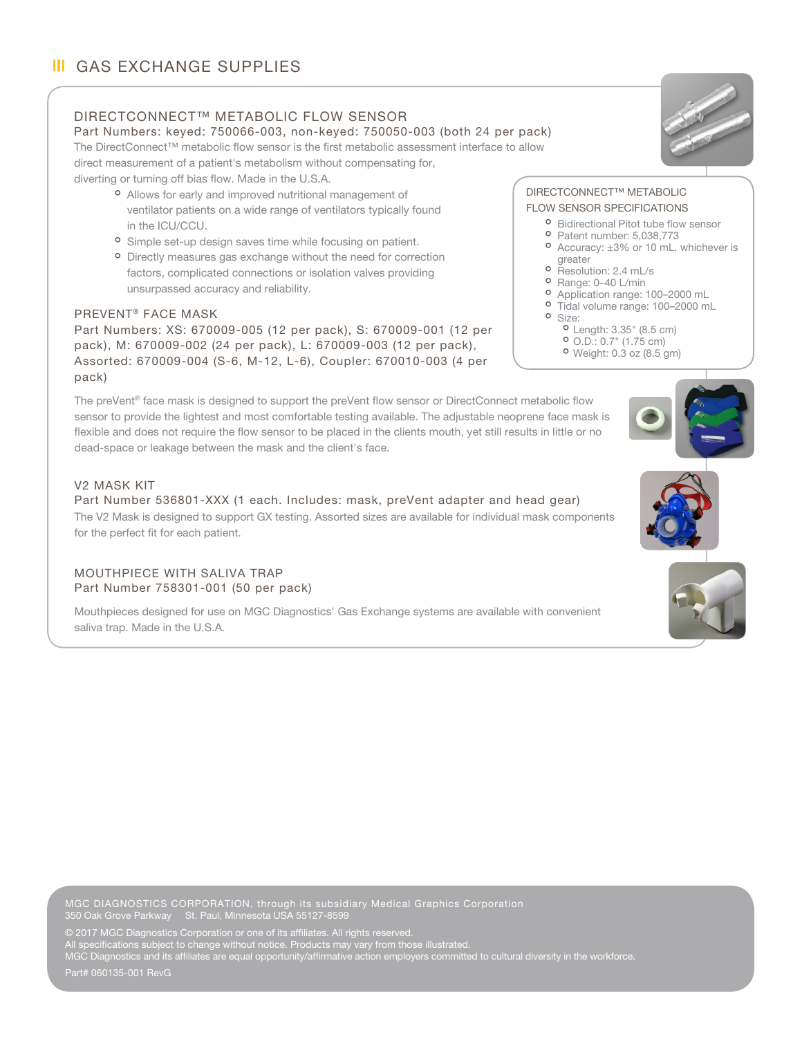# GAS EXCHANGE SUPPLIES

## DIRECTCONNECT™ METABOLIC FLOW SENSOR

Part Numbers: keyed: 750066-003, non-keyed: 750050-003 (both 24 per pack)

The DirectConnect™ metabolic flow sensor is the first metabolic assessment interface to allow direct measurement of a patient's metabolism without compensating for, diverting or turning off bias flow. Made in the U.S.A.

- Allows for early and improved nutritional management of ventilator patients on a wide range of ventilators typically found in the ICU/CCU.
- Simple set-up design saves time while focusing on patient.
- Directly measures gas exchange without the need for correction factors, complicated connections or isolation valves providing unsurpassed accuracy and reliability.

### DIRECTCONNECT™ METABOLIC FLOW SENSOR SPECIFICATIONS

- Bidirectional Pitot tube flow sensor
- Patent number: 5,038,773
- Accuracy: ±3% or 10 mL, whichever is greater
- Resolution: 2.4 mL/s
- Range: 0–40 L/min
- Application range: 100–2000 mL
- Tidal volume range: 100–2000 mL
- Size:
  - Length: 3.35" (8.5 cm)
  - O.D.: 0.7" (1.75 cm)
  - Weight: 0.3 oz (8.5 gm)

## PREVENT® FACE MASK

Part Numbers: XS: 670009-005 (12 per pack), S: 670009-001 (12 per pack), M: 670009-002 (24 per pack), L: 670009-003 (12 per pack), Assorted: 670009-004 (S-6, M-12, L-6), Coupler: 670010-003 (4 per pack)

The preVent® face mask is designed to support the preVent flow sensor or DirectConnect metabolic flow sensor to provide the lightest and most comfortable testing available. The adjustable neoprene face mask is flexible and does not require the flow sensor to be placed in the clients mouth, yet still results in little or no dead-space or leakage between the mask and the client's face.

## V2 MASK KIT

Part Number 536801-XXX (1 each. Includes: mask, preVent adapter and head gear)

The V2 Mask is designed to support GX testing. Assorted sizes are available for individual mask components for the perfect fit for each patient.

## MOUTHPIECE WITH SALIVA TRAP

Part Number 758301-001 (50 per pack)

Mouthpieces designed for use on MGC Diagnostics' Gas Exchange systems are available with convenient saliva trap. Made in the U.S.A.

MGC DIAGNOSTICS CORPORATION, through its subsidiary Medical Graphics Corporation
350 Oak Grove Parkway St. Paul, Minnesota USA 55127-8599

© 2017 MGC Diagnostics Corporation or one of its affiliates. All rights reserved.
All specifications subject to change without notice. Products may vary from those illustrated.
MGC Diagnostics and its affiliates are equal opportunity/affirmative action employers committed to cultural diversity in the workforce.

Part# 060135-001 RevG